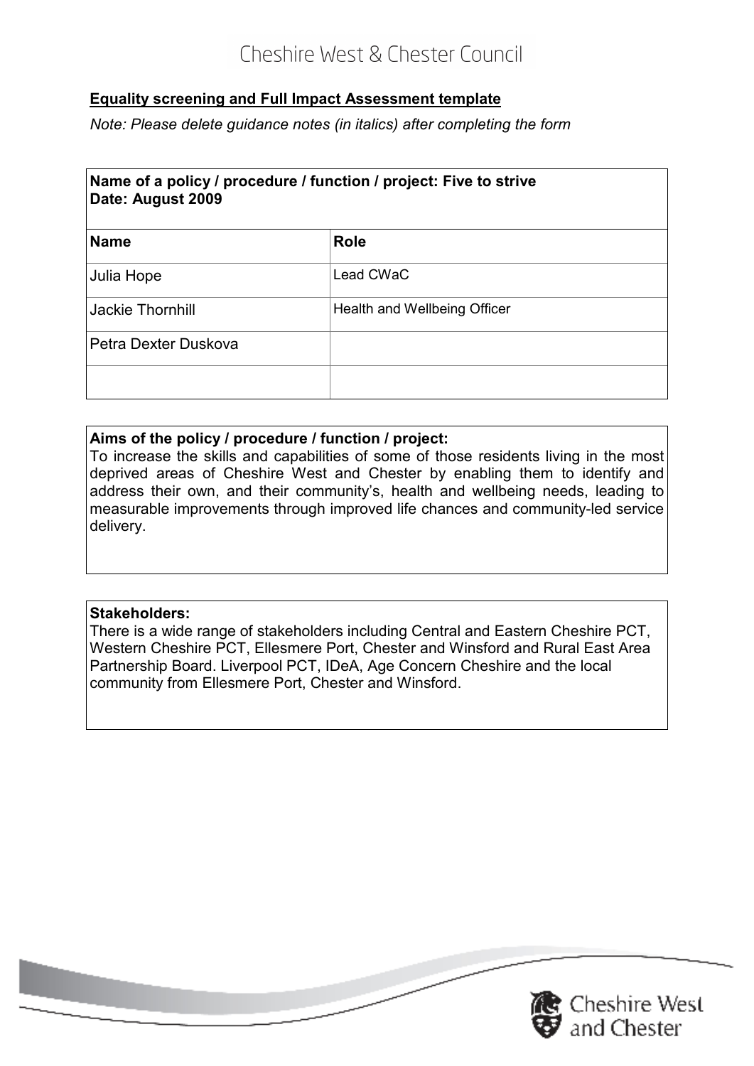Cheshire West & Chester Council

**Equality screening and Full Impact Assessment template**

*Note: Please delete guidance notes (in italics) after completing the form*

**Name of a policy / procedure / function / project: Five to strive**
**Date: August 2009**

| Name | Role |
|---|---|
| Julia Hope | Lead CWaC |
| Jackie Thornhill | Health and Wellbeing Officer |
| Petra Dexter Duskova | |
| | |

**Aims of the policy / procedure / function / project:**
To increase the skills and capabilities of some of those residents living in the most deprived areas of Cheshire West and Chester by enabling them to identify and address their own, and their community's, health and wellbeing needs, leading to measurable improvements through improved life chances and community-led service delivery.

**Stakeholders:**
There is a wide range of stakeholders including Central and Eastern Cheshire PCT, Western Cheshire PCT, Ellesmere Port, Chester and Winsford and Rural East Area Partnership Board. Liverpool PCT, IDeA, Age Concern Cheshire and the local community from Ellesmere Port, Chester and Winsford.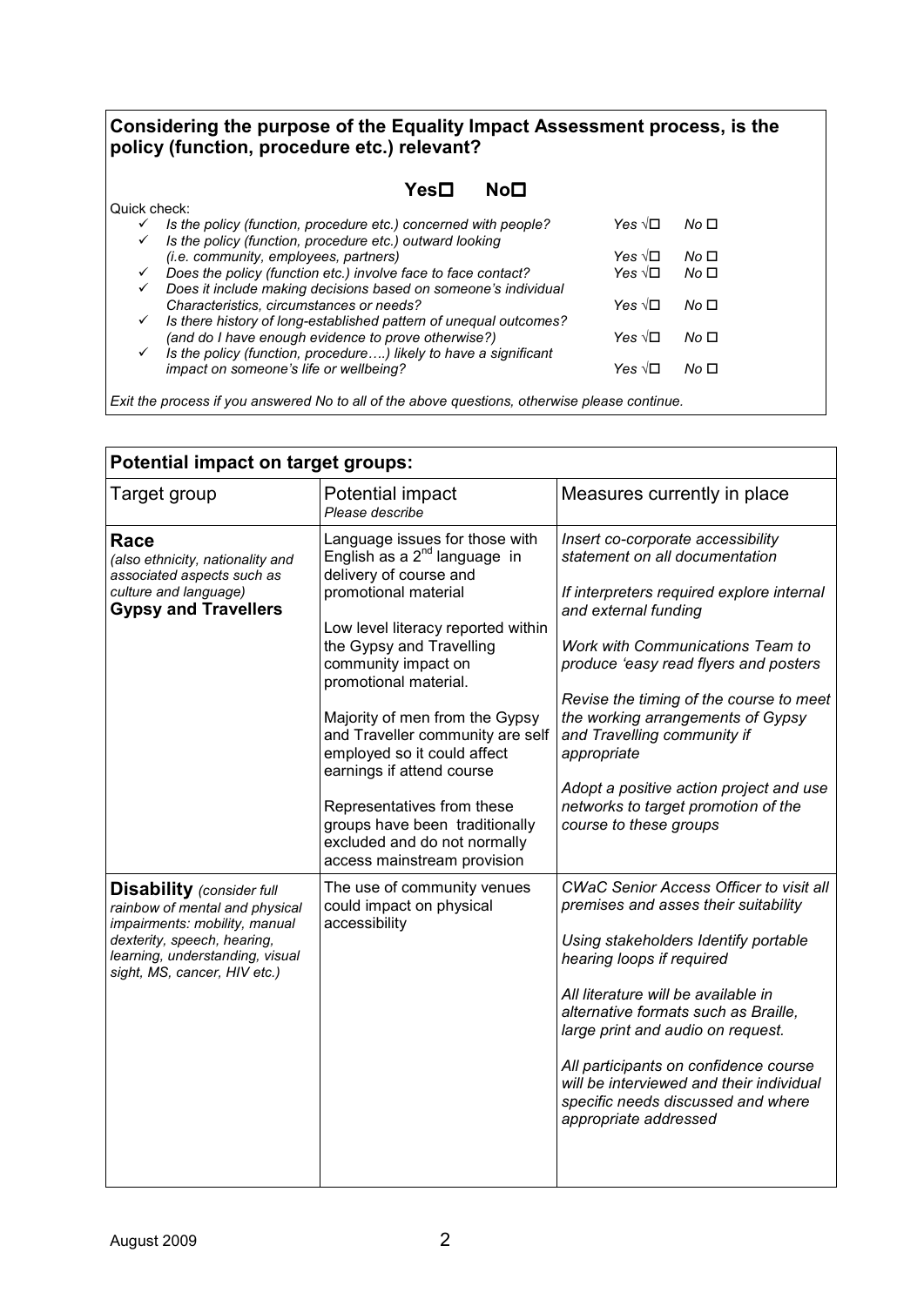**Considering the purpose of the Equality Impact Assessment process, is the policy (function, procedure etc.) relevant?**

**Yes☐ No☐**

Quick check:

| | | |
|---|---|---|
| ✓ *Is the policy (function, procedure etc.) concerned with people?* | *Yes* √☐ | *No* ☐ |
| ✓ *Is the policy (function, procedure etc.) outward looking (i.e. community, employees, partners)* | *Yes* √☐ | *No* ☐ |
| ✓ *Does the policy (function etc.) involve face to face contact?* | *Yes* √☐ | *No* ☐ |
| ✓ *Does it include making decisions based on someone's individual Characteristics, circumstances or needs?* | *Yes* √☐ | *No* ☐ |
| ✓ *Is there history of long-established pattern of unequal outcomes? (and do I have enough evidence to prove otherwise?)* | *Yes* √☐ | *No* ☐ |
| ✓ *Is the policy (function, procedure….) likely to have a significant impact on someone's life or wellbeing?* | *Yes* √☐ | *No* ☐ |

*Exit the process if you answered No to all of the above questions, otherwise please continue.*

**Potential impact on target groups:**

| Target group | Potential impact *Please describe* | Measures currently in place |
|---|---|---|
| **Race** *(also ethnicity, nationality and associated aspects such as culture and language)* **Gypsy and Travellers** | Language issues for those with English as a 2nd language in delivery of course and promotional material<br><br>Low level literacy reported within the Gypsy and Travelling community impact on promotional material.<br><br>Majority of men from the Gypsy and Traveller community are self employed so it could affect earnings if attend course<br><br>Representatives from these groups have been traditionally excluded and do not normally access mainstream provision | *Insert co-corporate accessibility statement on all documentation*<br><br>*If interpreters required explore internal and external funding*<br><br>*Work with Communications Team to produce 'easy read flyers and posters*<br><br>*Revise the timing of the course to meet the working arrangements of Gypsy and Travelling community if appropriate*<br><br>*Adopt a positive action project and use networks to target promotion of the course to these groups* |
| **Disability** *(consider full rainbow of mental and physical impairments: mobility, manual dexterity, speech, hearing, learning, understanding, visual sight, MS, cancer, HIV etc.)* | The use of community venues could impact on physical accessibility | *CWaC Senior Access Officer to visit all premises and asses their suitability*<br><br>*Using stakeholders Identify portable hearing loops if required*<br><br>*All literature will be available in alternative formats such as Braille, large print and audio on request.*<br><br>*All participants on confidence course will be interviewed and their individual specific needs discussed and where appropriate addressed* |

August 2009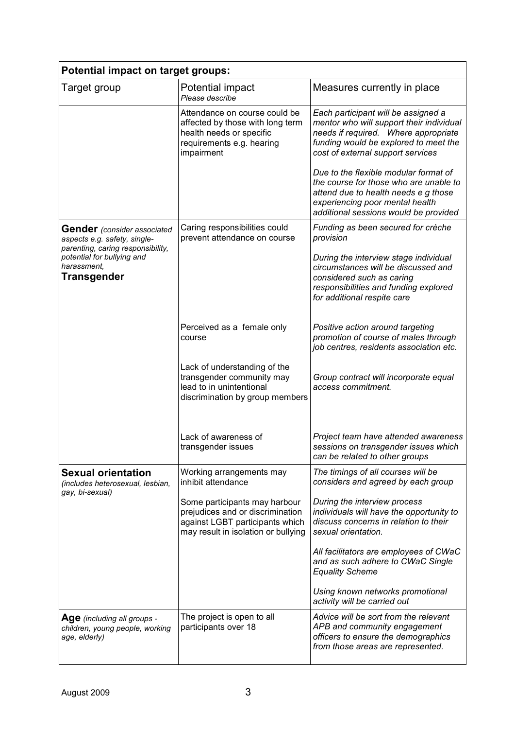| **Potential impact on target groups:** | | |
|---|---|---|
| Target group | Potential impact *Please describe* | Measures currently in place |
| | Attendance on course could be affected by those with long term health needs or specific requirements e.g. hearing impairment | *Each participant will be assigned a mentor who will support their individual needs if required. Where appropriate funding would be explored to meet the cost of external support services*<br><br>*Due to the flexible modular format of the course for those who are unable to attend due to health needs e g those experiencing poor mental health additional sessions would be provided* |
| **Gender** *(consider associated aspects e.g. safety, single-parenting, caring responsibility, potential for bullying and harassment,* **Transgender** | Caring responsibilities could prevent attendance on course | *Funding as been secured for crèche provision*<br><br>*During the interview stage individual circumstances will be discussed and considered such as caring responsibilities and funding explored for additional respite care* |
| | Perceived as a female only course | *Positive action around targeting promotion of course of males through job centres, residents association etc.* |
| | Lack of understanding of the transgender community may lead to in unintentional discrimination by group members | *Group contract will incorporate equal access commitment.* |
| | Lack of awareness of transgender issues | *Project team have attended awareness sessions on transgender issues which can be related to other groups* |
| **Sexual orientation** *(includes heterosexual, lesbian, gay, bi-sexual)* | Working arrangements may inhibit attendance<br><br>Some participants may harbour prejudices and or discrimination against LGBT participants which may result in isolation or bullying | *The timings of all courses will be considers and agreed by each group*<br><br>*During the interview process individuals will have the opportunity to discuss concerns in relation to their sexual orientation.*<br><br>*All facilitators are employees of CWaC and as such adhere to CWaC Single Equality Scheme*<br><br>*Using known networks promotional activity will be carried out* |
| **Age** *(including all groups - children, young people, working age, elderly)* | The project is open to all participants over 18 | *Advice will be sort from the relevant APB and community engagement officers to ensure the demographics from those areas are represented.* |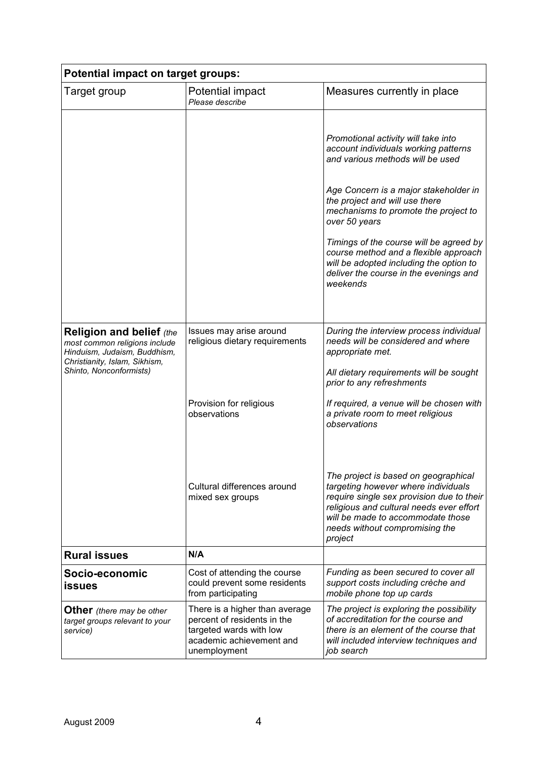| **Potential impact on target groups:** | | |
|---|---|---|
| Target group | Potential impact *Please describe* | Measures currently in place |
| | | *Promotional activity will take into account individuals working patterns and various methods will be used*<br><br>*Age Concern is a major stakeholder in the project and will use there mechanisms to promote the project to over 50 years*<br><br>*Timings of the course will be agreed by course method and a flexible approach will be adopted including the option to deliver the course in the evenings and weekends* |
| **Religion and belief** *(the most common religions include Hinduism, Judaism, Buddhism, Christianity, Islam, Sikhism, Shinto, Nonconformists)* | Issues may arise around religious dietary requirements | *During the interview process individual needs will be considered and where appropriate met.*<br><br>*All dietary requirements will be sought prior to any refreshments* |
| | Provision for religious observations | *If required, a venue will be chosen with a private room to meet religious observations* |
| | Cultural differences around mixed sex groups | *The project is based on geographical targeting however where individuals require single sex provision due to their religious and cultural needs ever effort will be made to accommodate those needs without compromising the project* |
| **Rural issues** | **N/A** | |
| **Socio-economic issues** | Cost of attending the course could prevent some residents from participating | *Funding as been secured to cover all support costs including crèche and mobile phone top up cards* |
| **Other** *(there may be other target groups relevant to your service)* | There is a higher than average percent of residents in the targeted wards with low academic achievement and unemployment | *The project is exploring the possibility of accreditation for the course and there is an element of the course that will included interview techniques and job search* |

August 2009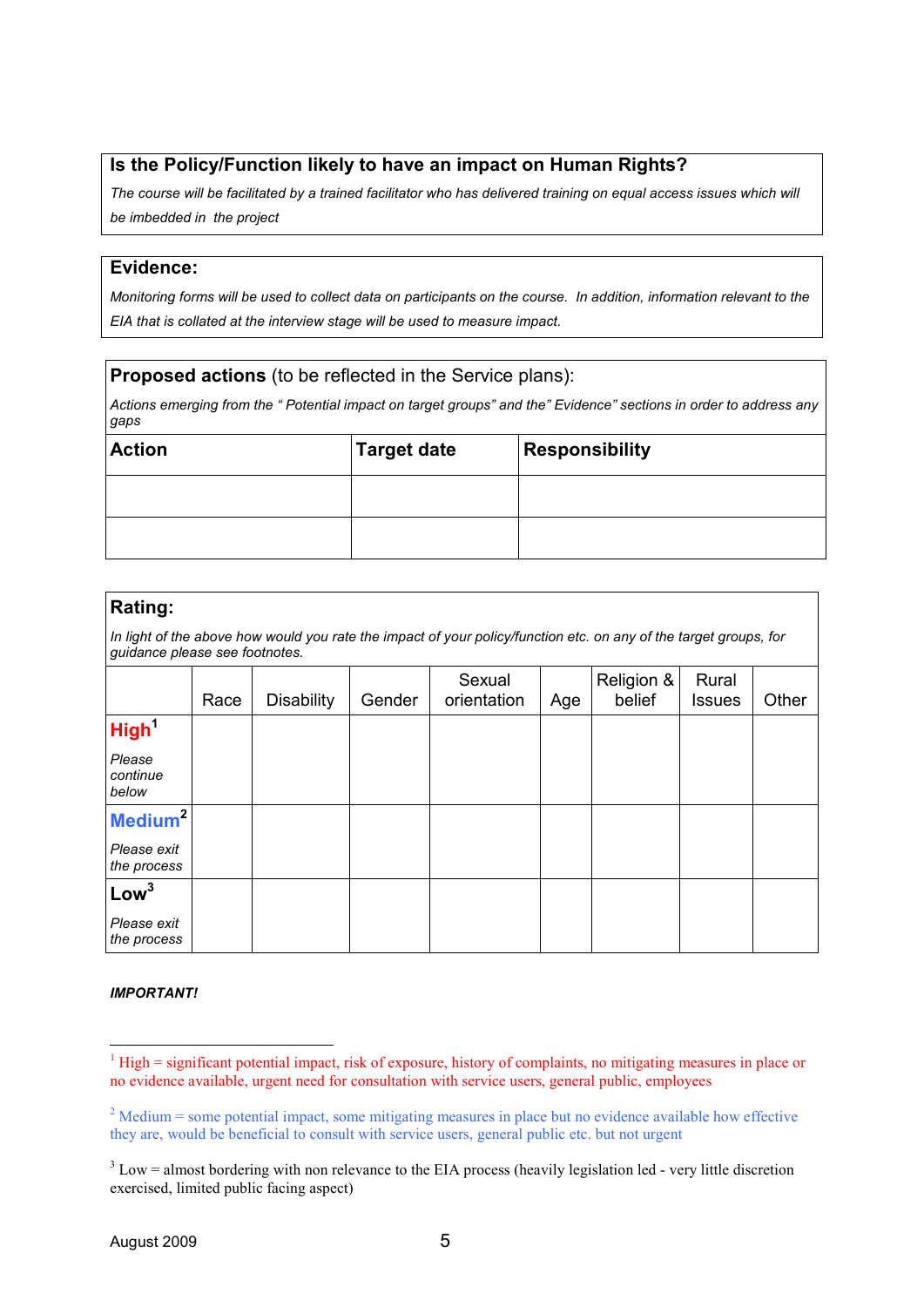**Is the Policy/Function likely to have an impact on Human Rights?**

*The course will be facilitated by a trained facilitator who has delivered training on equal access issues which will be imbedded in the project*

**Evidence:**

*Monitoring forms will be used to collect data on participants on the course. In addition, information relevant to the EIA that is collated at the interview stage will be used to measure impact.*

**Proposed actions** (to be reflected in the Service plans):

*Actions emerging from the " Potential impact on target groups" and the" Evidence" sections in order to address any gaps*

| Action | Target date | Responsibility |
|---|---|---|
| | | |
| | | |

**Rating:**

*In light of the above how would you rate the impact of your policy/function etc. on any of the target groups, for guidance please see footnotes.*

| | Race | Disability | Gender | Sexual orientation | Age | Religion & belief | Rural Issues | Other |
|---|---|---|---|---|---|---|---|---|
| **High**[1] *Please continue below* | | | | | | | | |
| **Medium**[2] *Please exit the process* | | | | | | | | |
| **Low**[3] *Please exit the process* | | | | | | | | |

***IMPORTANT!***

[1] High = significant potential impact, risk of exposure, history of complaints, no mitigating measures in place or no evidence available, urgent need for consultation with service users, general public, employees

[2] Medium = some potential impact, some mitigating measures in place but no evidence available how effective they are, would be beneficial to consult with service users, general public etc. but not urgent

[3] Low = almost bordering with non relevance to the EIA process (heavily legislation led - very little discretion exercised, limited public facing aspect)

August 2009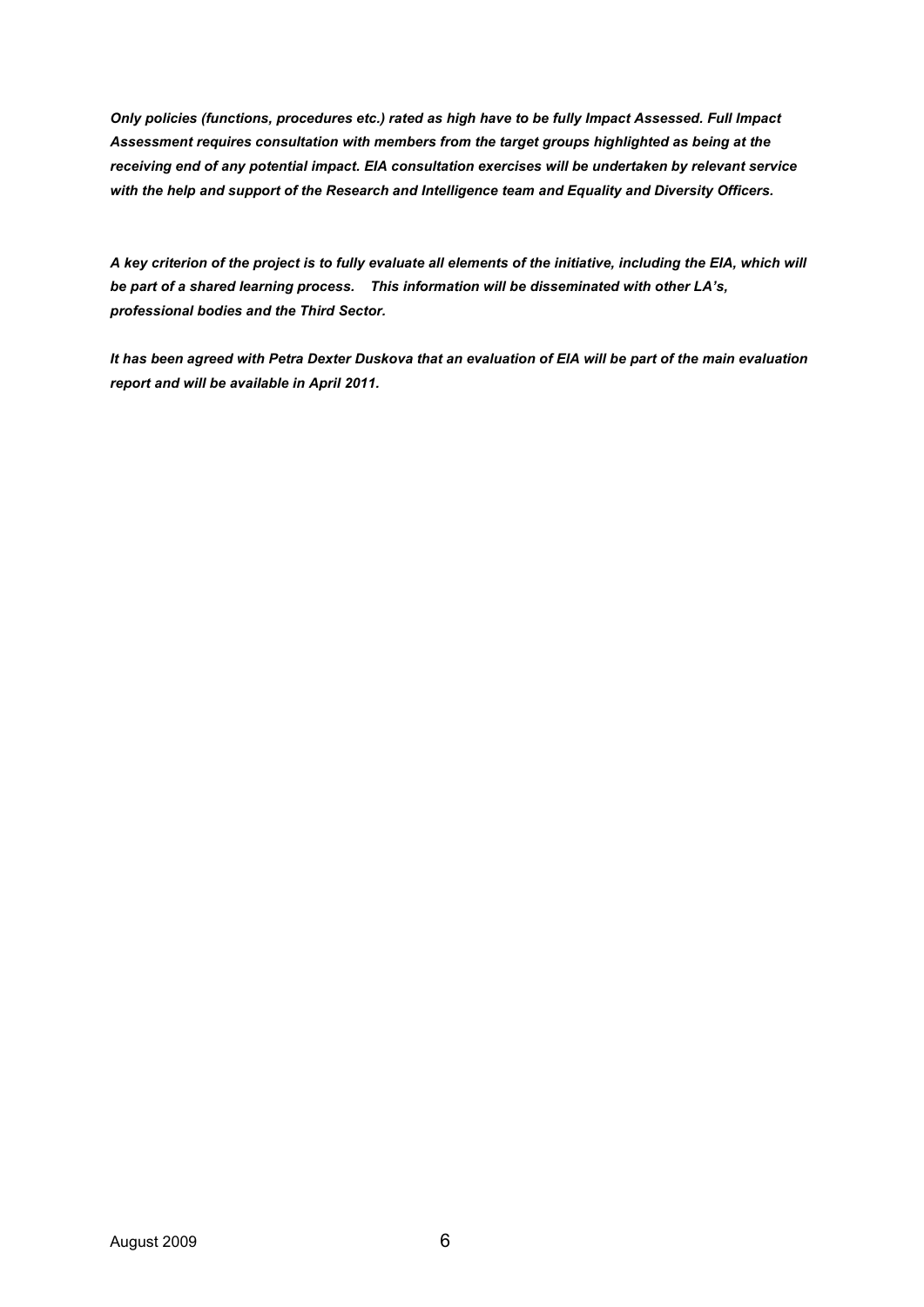***Only policies (functions, procedures etc.) rated as high have to be fully Impact Assessed. Full Impact Assessment requires consultation with members from the target groups highlighted as being at the receiving end of any potential impact. EIA consultation exercises will be undertaken by relevant service with the help and support of the Research and Intelligence team and Equality and Diversity Officers.***

***A key criterion of the project is to fully evaluate all elements of the initiative, including the EIA, which will be part of a shared learning process. This information will be disseminated with other LA's, professional bodies and the Third Sector.***

***It has been agreed with Petra Dexter Duskova that an evaluation of EIA will be part of the main evaluation report and will be available in April 2011.***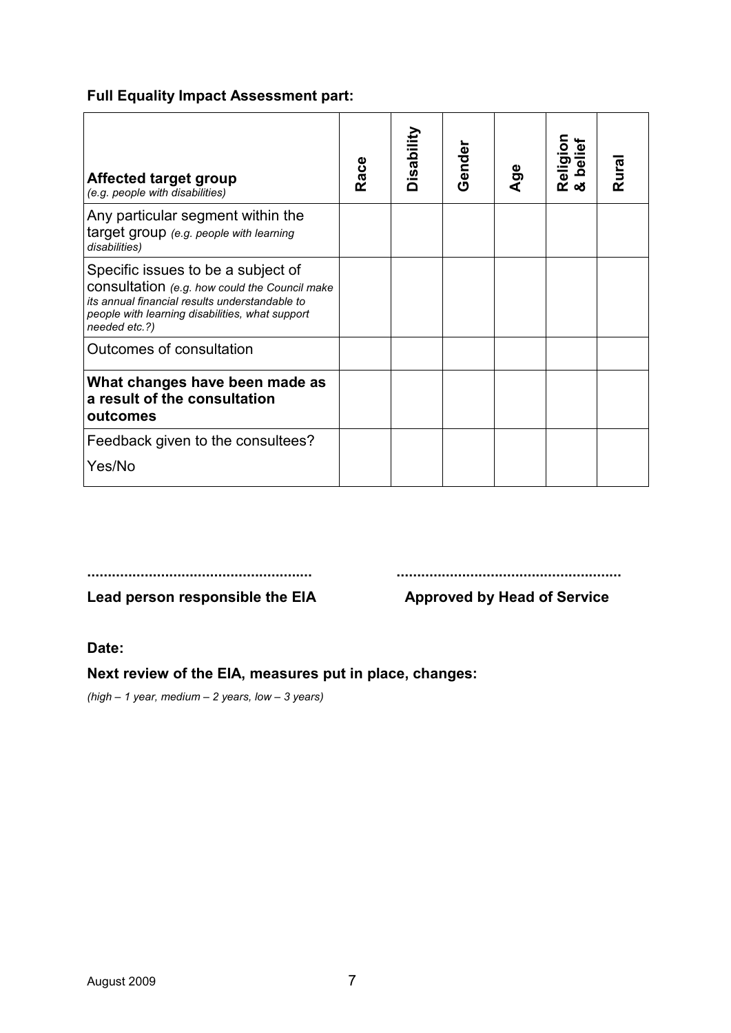**Full Equality Impact Assessment part:**

| **Affected target group** *(e.g. people with disabilities)* | **Race** | **Disability** | **Gender** | **Age** | **Religion & belief** | **Rural** |
|---|---|---|---|---|---|---|
| Any particular segment within the target group *(e.g. people with learning disabilities)* | | | | | | |
| Specific issues to be a subject of consultation *(e.g. how could the Council make its annual financial results understandable to people with learning disabilities, what support needed etc.?)* | | | | | | |
| Outcomes of consultation | | | | | | |
| **What changes have been made as a result of the consultation outcomes** | | | | | | |
| Feedback given to the consultees? Yes/No | | | | | | |

**.......................................................** **.......................................................**

**Lead person responsible the EIA** **Approved by Head of Service**

**Date:**

**Next review of the EIA, measures put in place, changes:**

*(high – 1 year, medium – 2 years, low – 3 years)*

August 2009